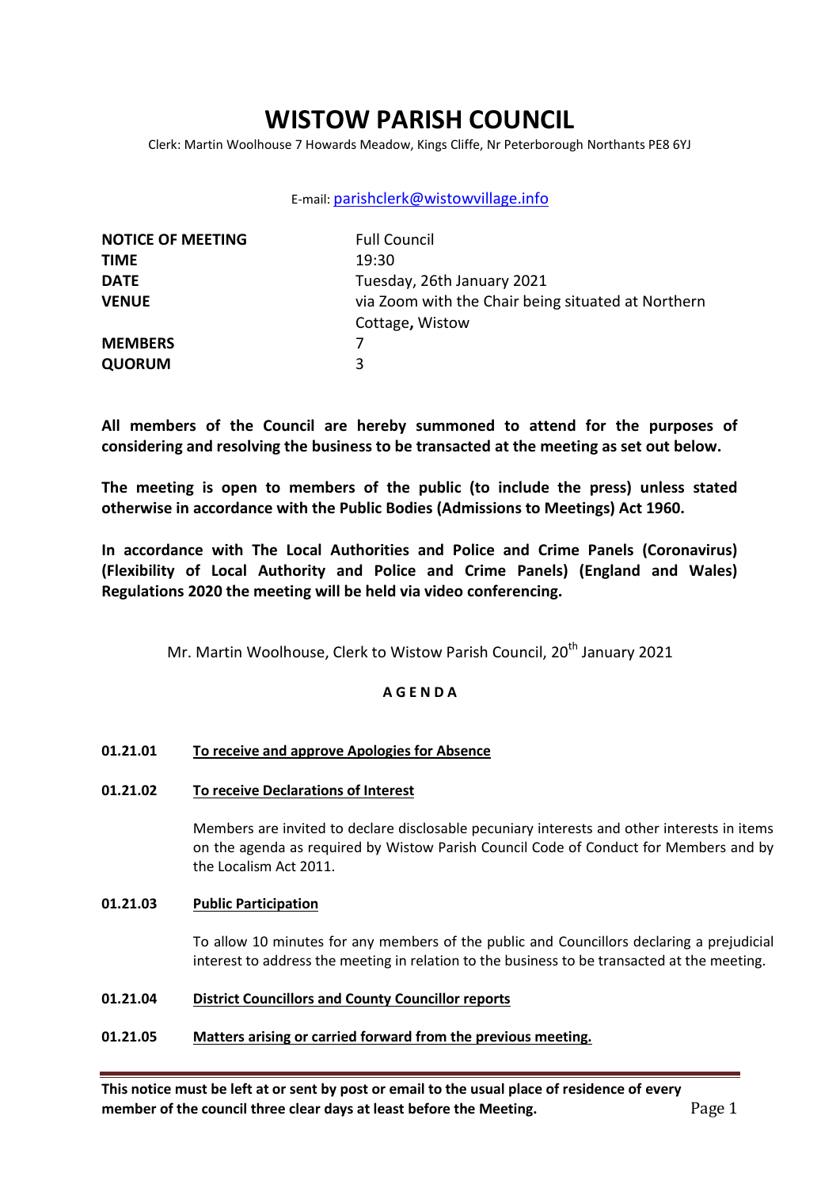# WISTOW PARISH COUNCIL

Clerk: Martin Woolhouse 7 Howards Meadow, Kings Cliffe, Nr Peterborough Northants PE8 6YJ

E-mail: parishclerk@wistowvillage.info

| | |
|---|---|
| **NOTICE OF MEETING** | Full Council |
| **TIME** | 19:30 |
| **DATE** | Tuesday, 26th January 2021 |
| **VENUE** | via Zoom with the Chair being situated at Northern Cottage**,** Wistow |
| **MEMBERS** | 7 |
| **QUORUM** | 3 |

**All members of the Council are hereby summoned to attend for the purposes of considering and resolving the business to be transacted at the meeting as set out below.**

**The meeting is open to members of the public (to include the press) unless stated otherwise in accordance with the Public Bodies (Admissions to Meetings) Act 1960.**

**In accordance with The Local Authorities and Police and Crime Panels (Coronavirus) (Flexibility of Local Authority and Police and Crime Panels) (England and Wales) Regulations 2020 the meeting will be held via video conferencing.**

Mr. Martin Woolhouse, Clerk to Wistow Parish Council, 20th January 2021

## A G E N D A

**01.21.01** **To receive and approve Apologies for Absence**

**01.21.02** **To receive Declarations of Interest**

Members are invited to declare disclosable pecuniary interests and other interests in items on the agenda as required by Wistow Parish Council Code of Conduct for Members and by the Localism Act 2011.

**01.21.03** **Public Participation**

To allow 10 minutes for any members of the public and Councillors declaring a prejudicial interest to address the meeting in relation to the business to be transacted at the meeting.

**01.21.04** **District Councillors and County Councillor reports**

**01.21.05** **Matters arising or carried forward from the previous meeting.**

**This notice must be left at or sent by post or email to the usual place of residence of every member of the council three clear days at least before the Meeting.**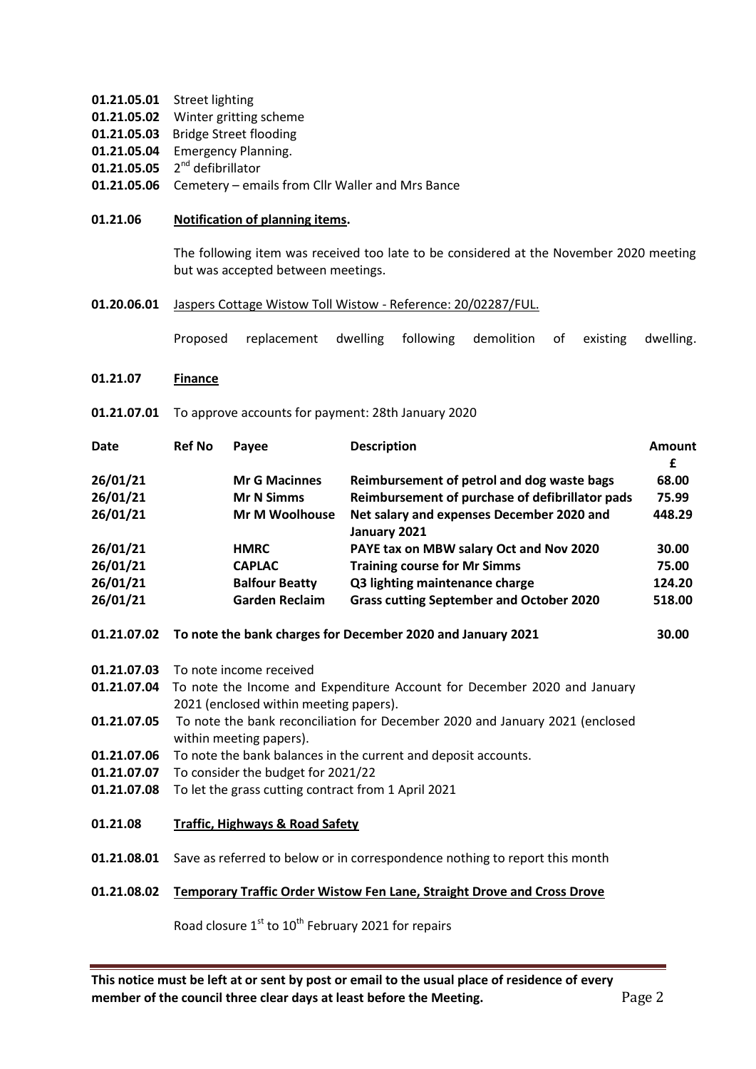**01.21.05.01** Street lighting
**01.21.05.02** Winter gritting scheme
**01.21.05.03** Bridge Street flooding
**01.21.05.04** Emergency Planning.
**01.21.05.05** 2nd defibrillator
**01.21.05.06** Cemetery – emails from Cllr Waller and Mrs Bance

**01.21.06** **Notification of planning items.**

The following item was received too late to be considered at the November 2020 meeting but was accepted between meetings.

**01.20.06.01** Jaspers Cottage Wistow Toll Wistow - Reference: 20/02287/FUL.

Proposed replacement dwelling following demolition of existing dwelling.

**01.21.07** **Finance**

**01.21.07.01** To approve accounts for payment: 28th January 2020

| Date | Ref No | Payee | Description | Amount £ |
|---|---|---|---|---|
| 26/01/21 | | Mr G Macinnes | Reimbursement of petrol and dog waste bags | 68.00 |
| 26/01/21 | | Mr N Simms | Reimbursement of purchase of defibrillator pads | 75.99 |
| 26/01/21 | | Mr M Woolhouse | Net salary and expenses December 2020 and January 2021 | 448.29 |
| 26/01/21 | | HMRC | PAYE tax on MBW salary Oct and Nov 2020 | 30.00 |
| 26/01/21 | | CAPLAC | Training course for Mr Simms | 75.00 |
| 26/01/21 | | Balfour Beatty | Q3 lighting maintenance charge | 124.20 |
| 26/01/21 | | Garden Reclaim | Grass cutting September and October 2020 | 518.00 |

**01.21.07.02** **To note the bank charges for December 2020 and January 2021** **30.00**

**01.21.07.03** To note income received
**01.21.07.04** To note the Income and Expenditure Account for December 2020 and January 2021 (enclosed within meeting papers).
**01.21.07.05** To note the bank reconciliation for December 2020 and January 2021 (enclosed within meeting papers).
**01.21.07.06** To note the bank balances in the current and deposit accounts.
**01.21.07.07** To consider the budget for 2021/22
**01.21.07.08** To let the grass cutting contract from 1 April 2021

**01.21.08** **Traffic, Highways & Road Safety**

**01.21.08.01** Save as referred to below or in correspondence nothing to report this month

**01.21.08.02** **Temporary Traffic Order Wistow Fen Lane, Straight Drove and Cross Drove**

Road closure 1st to 10th February 2021 for repairs

**This notice must be left at or sent by post or email to the usual place of residence of every member of the council three clear days at least before the Meeting.**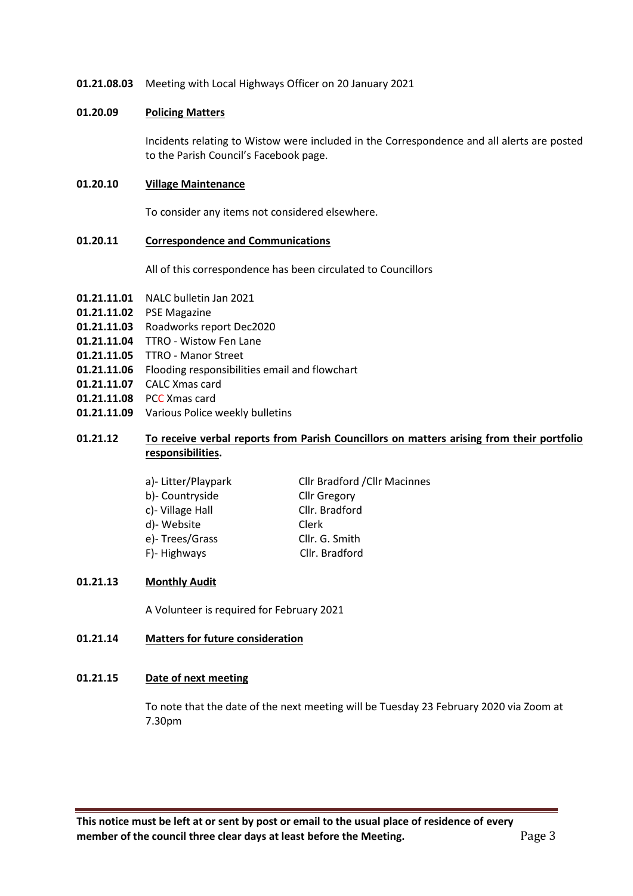**01.21.08.03** Meeting with Local Highways Officer on 20 January 2021

**01.20.09** **Policing Matters**

Incidents relating to Wistow were included in the Correspondence and all alerts are posted to the Parish Council's Facebook page.

**01.20.10** **Village Maintenance**

To consider any items not considered elsewhere.

**01.20.11** **Correspondence and Communications**

All of this correspondence has been circulated to Councillors

- **01.21.11.01** NALC bulletin Jan 2021
- **01.21.11.02** PSE Magazine
- **01.21.11.03** Roadworks report Dec2020
- **01.21.11.04** TTRO - Wistow Fen Lane
- **01.21.11.05** TTRO - Manor Street
- **01.21.11.06** Flooding responsibilities email and flowchart
- **01.21.11.07** CALC Xmas card
- **01.21.11.08** PCC Xmas card
- **01.21.11.09** Various Police weekly bulletins

**01.21.12** **To receive verbal reports from Parish Councillors on matters arising from their portfolio responsibilities.**

| | |
|---|---|
| a)- Litter/Playpark | Cllr Bradford /Cllr Macinnes |
| b)- Countryside | Cllr Gregory |
| c)- Village Hall | Cllr. Bradford |
| d)- Website | Clerk |
| e)- Trees/Grass | Cllr. G. Smith |
| F)- Highways | Cllr. Bradford |

**01.21.13** **Monthly Audit**

A Volunteer is required for February 2021

**01.21.14** **Matters for future consideration**

**01.21.15** **Date of next meeting**

To note that the date of the next meeting will be Tuesday 23 February 2020 via Zoom at 7.30pm

**This notice must be left at or sent by post or email to the usual place of residence of every member of the council three clear days at least before the Meeting.**